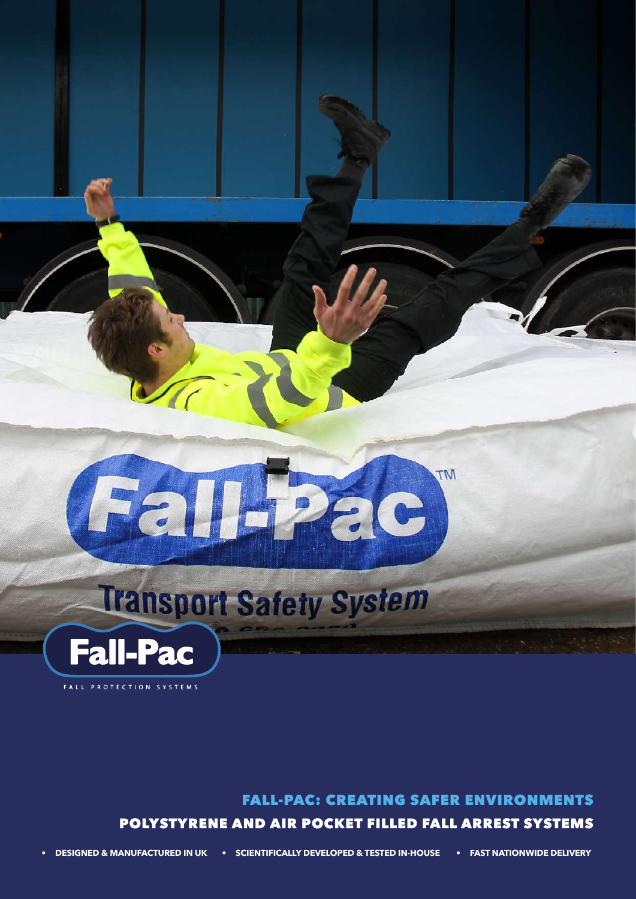Fall-Pac

FALL PROTECTION SYSTEMS

## FALL-PAC: CREATING SAFER ENVIRONMENTS

## POLYSTYRENE AND AIR POCKET FILLED FALL ARREST SYSTEMS

- DESIGNED & MANUFACTURED IN UK
- SCIENTIFICALLY DEVELOPED & TESTED IN-HOUSE
- FAST NATIONWIDE DELIVERY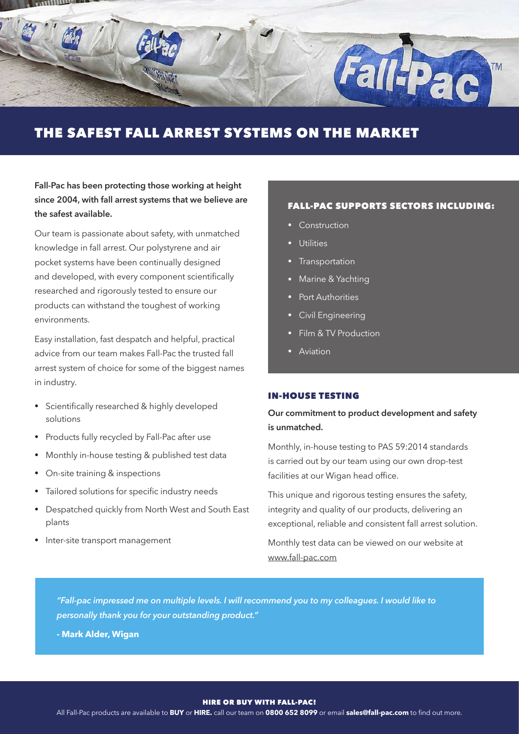# THE SAFEST FALL ARREST SYSTEMS ON THE MARKET

**Fall-Pac has been protecting those working at height since 2004, with fall arrest systems that we believe are the safest available.**

Our team is passionate about safety, with unmatched knowledge in fall arrest. Our polystyrene and air pocket systems have been continually designed and developed, with every component scientifically researched and rigorously tested to ensure our products can withstand the toughest of working environments.

Easy installation, fast despatch and helpful, practical advice from our team makes Fall-Pac the trusted fall arrest system of choice for some of the biggest names in industry.

- Scientifically researched & highly developed solutions
- Products fully recycled by Fall-Pac after use
- Monthly in-house testing & published test data
- On-site training & inspections
- Tailored solutions for specific industry needs
- Despatched quickly from North West and South East plants
- Inter-site transport management

## FALL-PAC SUPPORTS SECTORS INCLUDING:

- Construction
- Utilities
- Transportation
- Marine & Yachting
- Port Authorities
- Civil Engineering
- Film & TV Production
- Aviation

## IN-HOUSE TESTING

**Our commitment to product development and safety is unmatched.**

Monthly, in-house testing to PAS 59:2014 standards is carried out by our team using our own drop-test facilities at our Wigan head office.

This unique and rigorous testing ensures the safety, integrity and quality of our products, delivering an exceptional, reliable and consistent fall arrest solution.

Monthly test data can be viewed on our website at www.fall-pac.com

*"Fall-pac impressed me on multiple levels. I will recommend you to my colleagues. I would like to personally thank you for your outstanding product."*

**- Mark Alder, Wigan**

## HIRE OR BUY WITH FALL-PAC!

All Fall-Pac products are available to **BUY** or **HIRE.** call our team on **0800 652 8099** or email **sales@fall-pac.com** to find out more.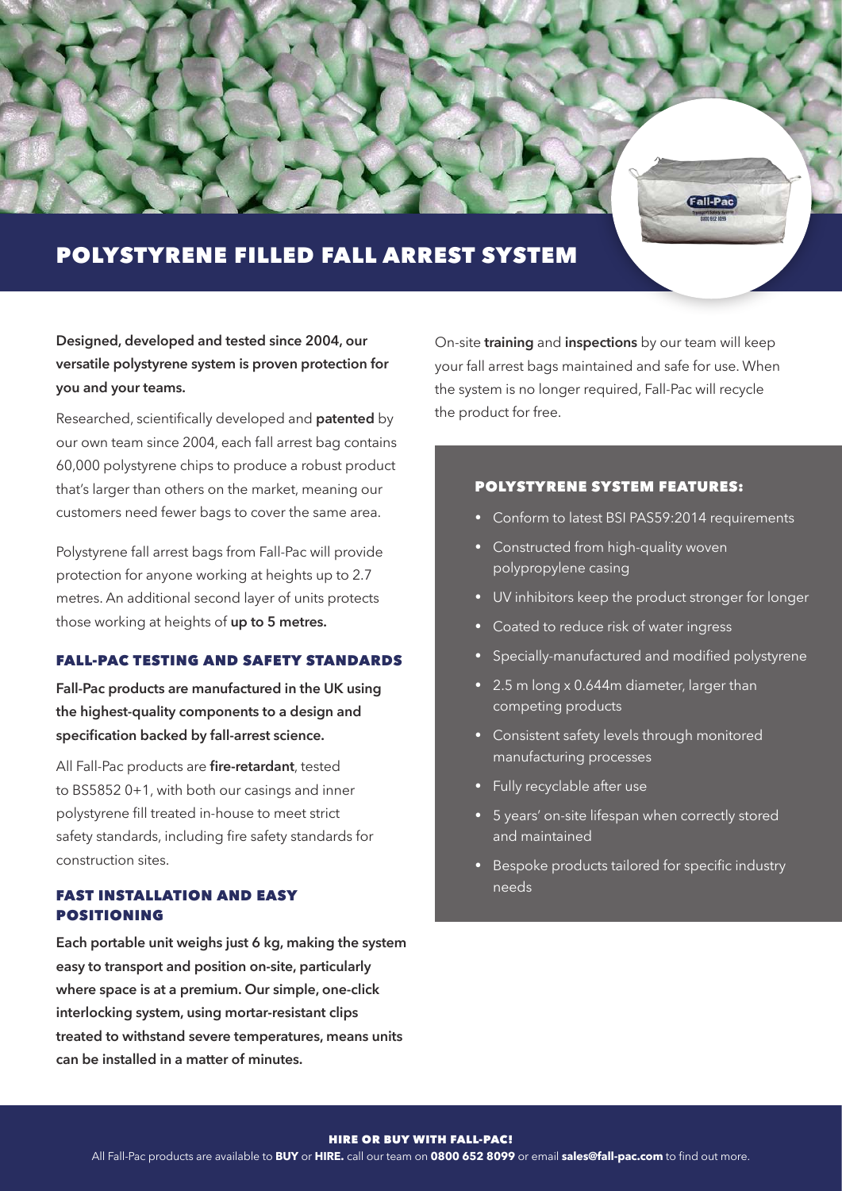# POLYSTYRENE FILLED FALL ARREST SYSTEM

**Designed, developed and tested since 2004, our versatile polystyrene system is proven protection for you and your teams.**

Researched, scientifically developed and **patented** by our own team since 2004, each fall arrest bag contains 60,000 polystyrene chips to produce a robust product that's larger than others on the market, meaning our customers need fewer bags to cover the same area.

Polystyrene fall arrest bags from Fall-Pac will provide protection for anyone working at heights up to 2.7 metres. An additional second layer of units protects those working at heights of **up to 5 metres.**

## FALL-PAC TESTING AND SAFETY STANDARDS

**Fall-Pac products are manufactured in the UK using the highest-quality components to a design and specification backed by fall-arrest science.**

All Fall-Pac products are **fire-retardant**, tested to BS5852 0+1, with both our casings and inner polystyrene fill treated in-house to meet strict safety standards, including fire safety standards for construction sites.

## FAST INSTALLATION AND EASY POSITIONING

**Each portable unit weighs just 6 kg, making the system easy to transport and position on-site, particularly where space is at a premium. Our simple, one-click interlocking system, using mortar-resistant clips treated to withstand severe temperatures, means units can be installed in a matter of minutes.**

On-site **training** and **inspections** by our team will keep your fall arrest bags maintained and safe for use. When the system is no longer required, Fall-Pac will recycle the product for free.

## POLYSTYRENE SYSTEM FEATURES:

- Conform to latest BSI PAS59:2014 requirements
- Constructed from high-quality woven polypropylene casing
- UV inhibitors keep the product stronger for longer
- Coated to reduce risk of water ingress
- Specially-manufactured and modified polystyrene
- 2.5 m long x 0.644m diameter, larger than competing products
- Consistent safety levels through monitored manufacturing processes
- Fully recyclable after use
- 5 years' on-site lifespan when correctly stored and maintained
- Bespoke products tailored for specific industry needs

**HIRE OR BUY WITH FALL-PAC!**

All Fall-Pac products are available to **BUY** or **HIRE.** call our team on **0800 652 8099** or email **sales@fall-pac.com** to find out more.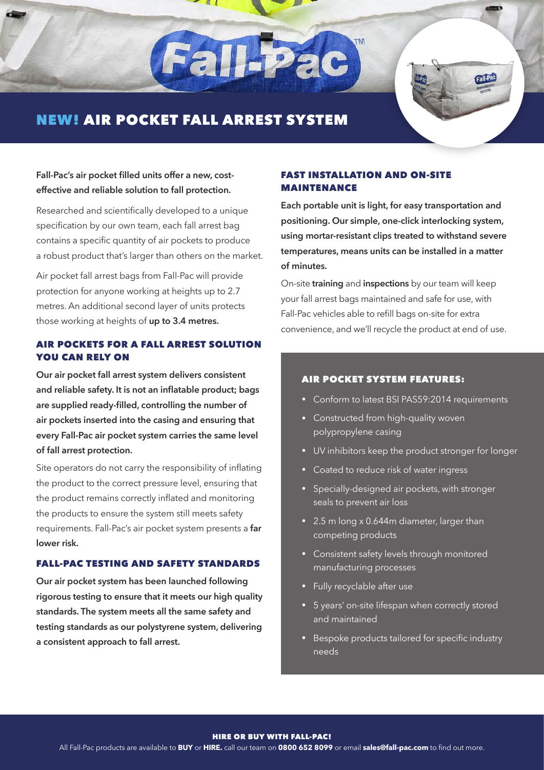# NEW! AIR POCKET FALL ARREST SYSTEM

**Fall-Pac's air pocket filled units offer a new, cost-effective and reliable solution to fall protection.**

Researched and scientifically developed to a unique specification by our own team, each fall arrest bag contains a specific quantity of air pockets to produce a robust product that's larger than others on the market.

Air pocket fall arrest bags from Fall-Pac will provide protection for anyone working at heights up to 2.7 metres. An additional second layer of units protects those working at heights of **up to 3.4 metres.**

## AIR POCKETS FOR A FALL ARREST SOLUTION YOU CAN RELY ON

**Our air pocket fall arrest system delivers consistent and reliable safety. It is not an inflatable product; bags are supplied ready-filled, controlling the number of air pockets inserted into the casing and ensuring that every Fall-Pac air pocket system carries the same level of fall arrest protection.**

Site operators do not carry the responsibility of inflating the product to the correct pressure level, ensuring that the product remains correctly inflated and monitoring the products to ensure the system still meets safety requirements. Fall-Pac's air pocket system presents a **far lower risk.**

## FALL-PAC TESTING AND SAFETY STANDARDS

**Our air pocket system has been launched following rigorous testing to ensure that it meets our high quality standards. The system meets all the same safety and testing standards as our polystyrene system, delivering a consistent approach to fall arrest.**

## FAST INSTALLATION AND ON-SITE MAINTENANCE

**Each portable unit is light, for easy transportation and positioning. Our simple, one-click interlocking system, using mortar-resistant clips treated to withstand severe temperatures, means units can be installed in a matter of minutes.**

On-site **training** and **inspections** by our team will keep your fall arrest bags maintained and safe for use, with Fall-Pac vehicles able to refill bags on-site for extra convenience, and we'll recycle the product at end of use.

### AIR POCKET SYSTEM FEATURES:

- Conform to latest BSI PAS59:2014 requirements
- Constructed from high-quality woven polypropylene casing
- UV inhibitors keep the product stronger for longer
- Coated to reduce risk of water ingress
- Specially-designed air pockets, with stronger seals to prevent air loss
- 2.5 m long x 0.644m diameter, larger than competing products
- Consistent safety levels through monitored manufacturing processes
- Fully recyclable after use
- 5 years' on-site lifespan when correctly stored and maintained
- Bespoke products tailored for specific industry needs

**HIRE OR BUY WITH FALL-PAC!**

All Fall-Pac products are available to **BUY** or **HIRE.** call our team on **0800 652 8099** or email **sales@fall-pac.com** to find out more.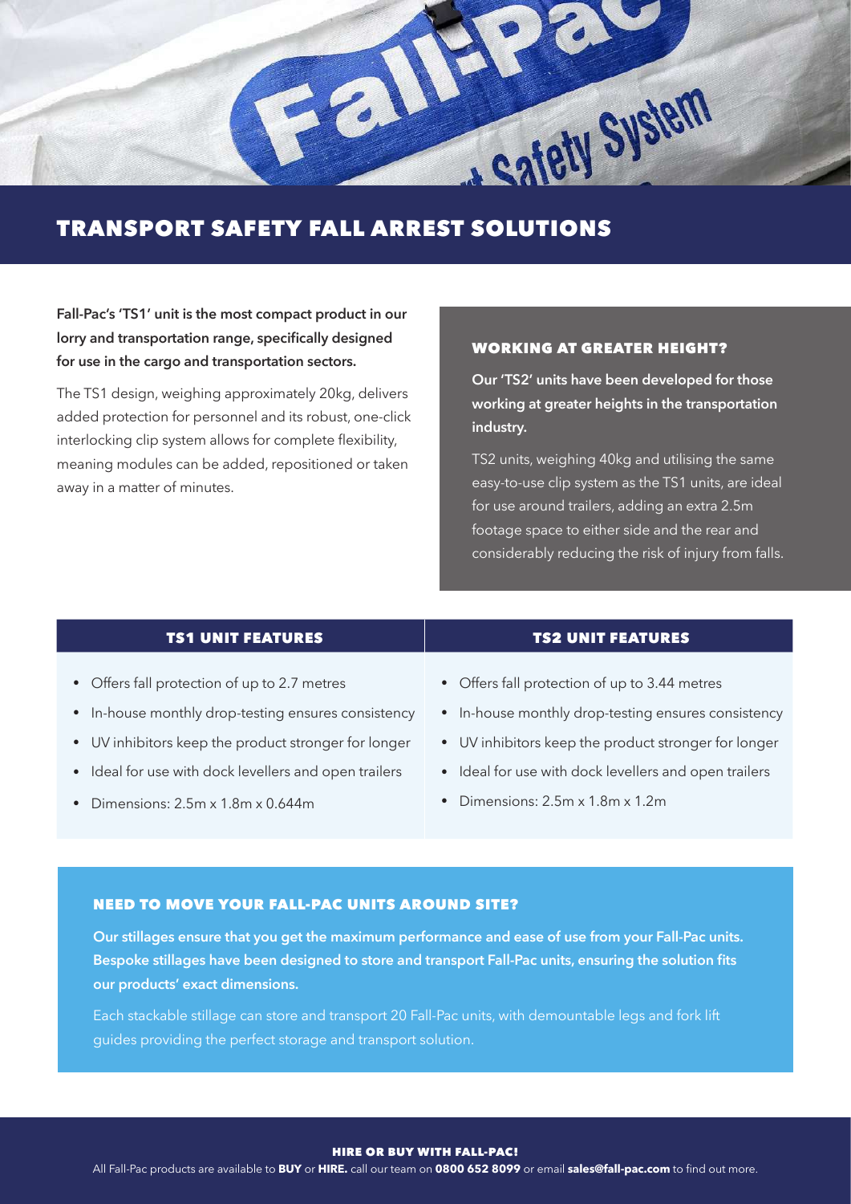# TRANSPORT SAFETY FALL ARREST SOLUTIONS

**Fall-Pac's 'TS1' unit is the most compact product in our lorry and transportation range, specifically designed for use in the cargo and transportation sectors.**

The TS1 design, weighing approximately 20kg, delivers added protection for personnel and its robust, one-click interlocking clip system allows for complete flexibility, meaning modules can be added, repositioned or taken away in a matter of minutes.

## WORKING AT GREATER HEIGHT?

**Our 'TS2' units have been developed for those working at greater heights in the transportation industry.**

TS2 units, weighing 40kg and utilising the same easy-to-use clip system as the TS1 units, are ideal for use around trailers, adding an extra 2.5m footage space to either side and the rear and considerably reducing the risk of injury from falls.

## TS1 UNIT FEATURES

- Offers fall protection of up to 2.7 metres
- In-house monthly drop-testing ensures consistency
- UV inhibitors keep the product stronger for longer
- Ideal for use with dock levellers and open trailers
- Dimensions: 2.5m x 1.8m x 0.644m

## TS2 UNIT FEATURES

- Offers fall protection of up to 3.44 metres
- In-house monthly drop-testing ensures consistency
- UV inhibitors keep the product stronger for longer
- Ideal for use with dock levellers and open trailers
- Dimensions: 2.5m x 1.8m x 1.2m

## NEED TO MOVE YOUR FALL-PAC UNITS AROUND SITE?

**Our stillages ensure that you get the maximum performance and ease of use from your Fall-Pac units. Bespoke stillages have been designed to store and transport Fall-Pac units, ensuring the solution fits our products' exact dimensions.**

Each stackable stillage can store and transport 20 Fall-Pac units, with demountable legs and fork lift guides providing the perfect storage and transport solution.

**HIRE OR BUY WITH FALL-PAC!**

All Fall-Pac products are available to **BUY** or **HIRE.** call our team on **0800 652 8099** or email **sales@fall-pac.com** to find out more.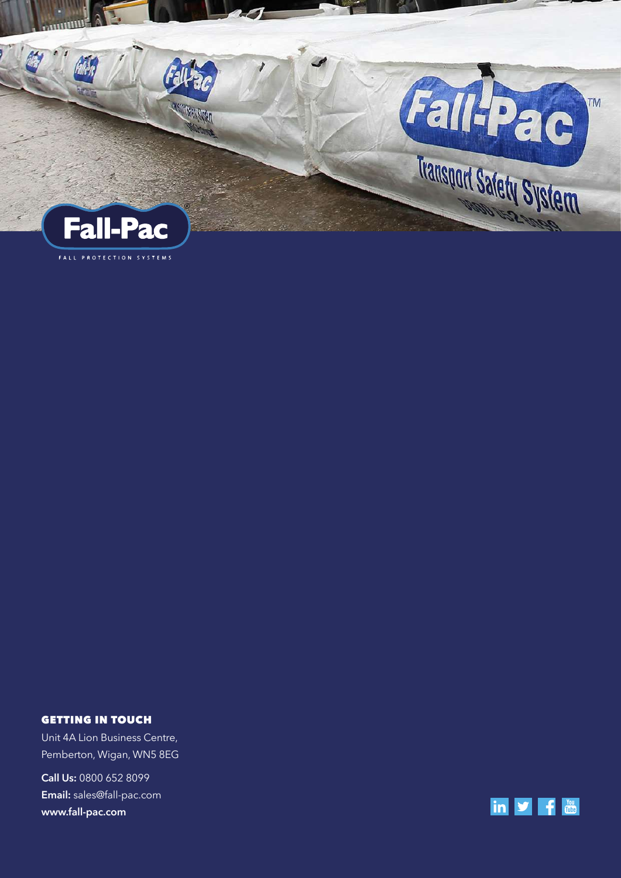Fall-Pac

FALL PROTECTION SYSTEMS

## GETTING IN TOUCH

Unit 4A Lion Business Centre,
Pemberton, Wigan, WN5 8EG

**Call Us:** 0800 652 8099
**Email:** sales@fall-pac.com
**www.fall-pac.com**